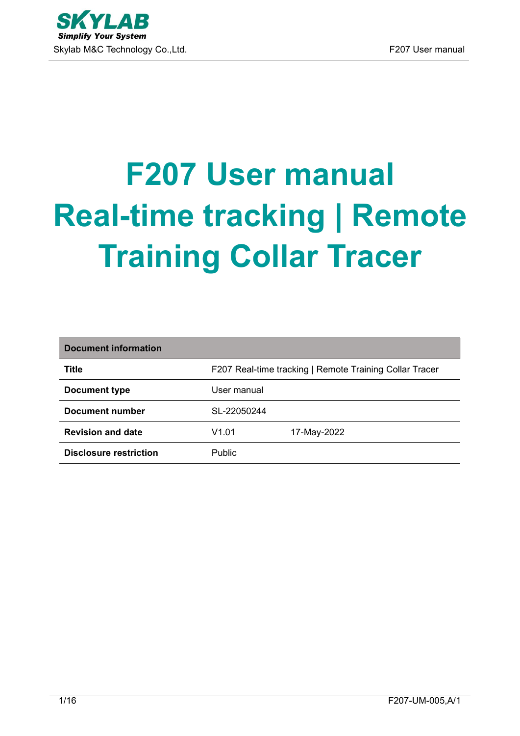# F207 User manual
# Real-time tracking | Remote Training Collar Tracer

| Document information | | |
|---|---|---|
| **Title** | F207 Real-time tracking \| Remote Training Collar Tracer | |
| **Document type** | User manual | |
| **Document number** | SL-22050244 | |
| **Revision and date** | V1.01 | 17-May-2022 |
| **Disclosure restriction** | Public | |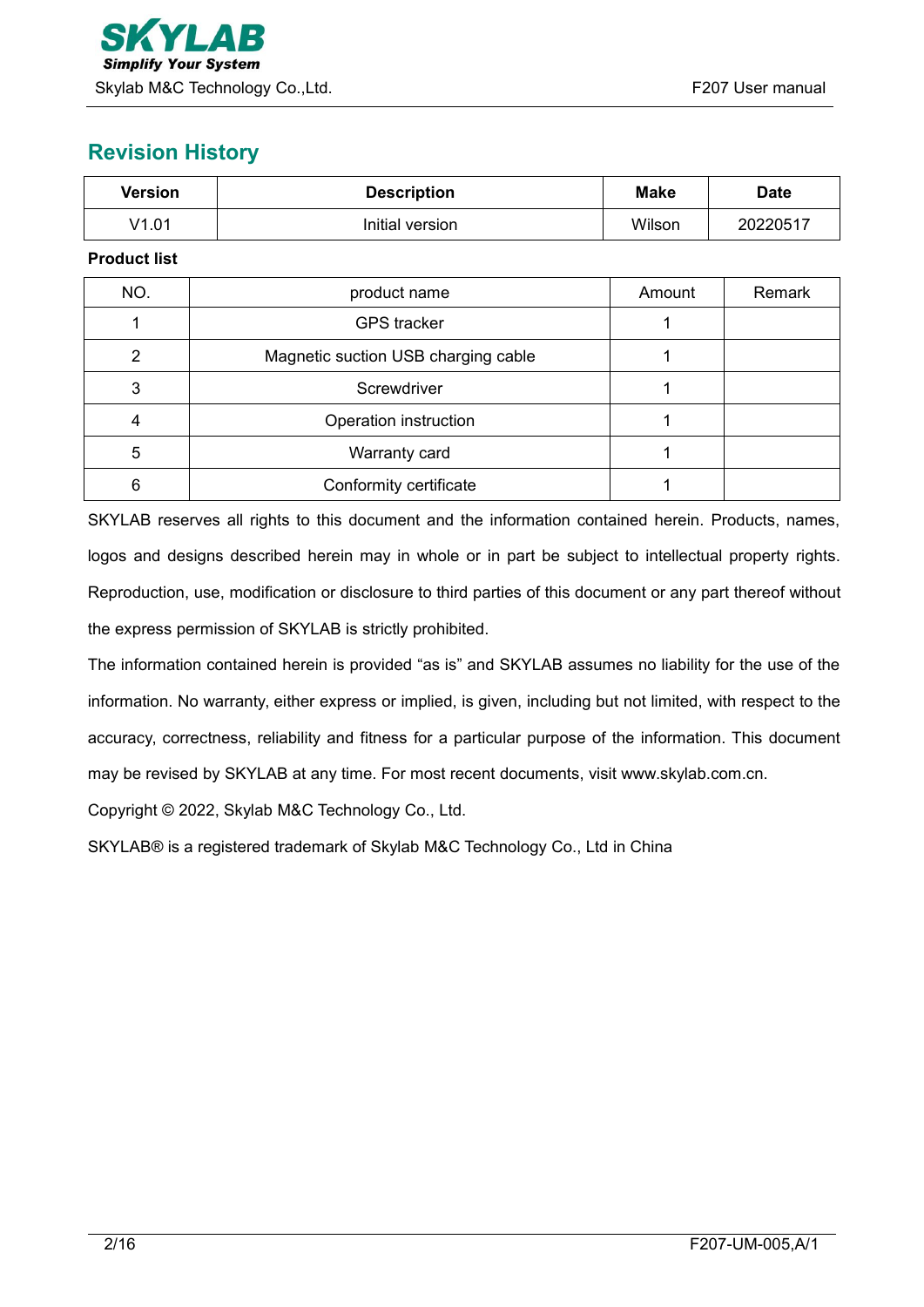## Revision History

| Version | Description | Make | Date |
|---|---|---|---|
| V1.01 | Initial version | Wilson | 20220517 |

**Product list**

| NO. | product name | Amount | Remark |
|---|---|---|---|
| 1 | GPS tracker | 1 | |
| 2 | Magnetic suction USB charging cable | 1 | |
| 3 | Screwdriver | 1 | |
| 4 | Operation instruction | 1 | |
| 5 | Warranty card | 1 | |
| 6 | Conformity certificate | 1 | |

SKYLAB reserves all rights to this document and the information contained herein. Products, names, logos and designs described herein may in whole or in part be subject to intellectual property rights. Reproduction, use, modification or disclosure to third parties of this document or any part thereof without the express permission of SKYLAB is strictly prohibited.

The information contained herein is provided "as is" and SKYLAB assumes no liability for the use of the information. No warranty, either express or implied, is given, including but not limited, with respect to the accuracy, correctness, reliability and fitness for a particular purpose of the information. This document may be revised by SKYLAB at any time. For most recent documents, visit www.skylab.com.cn.

Copyright © 2022, Skylab M&C Technology Co., Ltd.

SKYLAB® is a registered trademark of Skylab M&C Technology Co., Ltd in China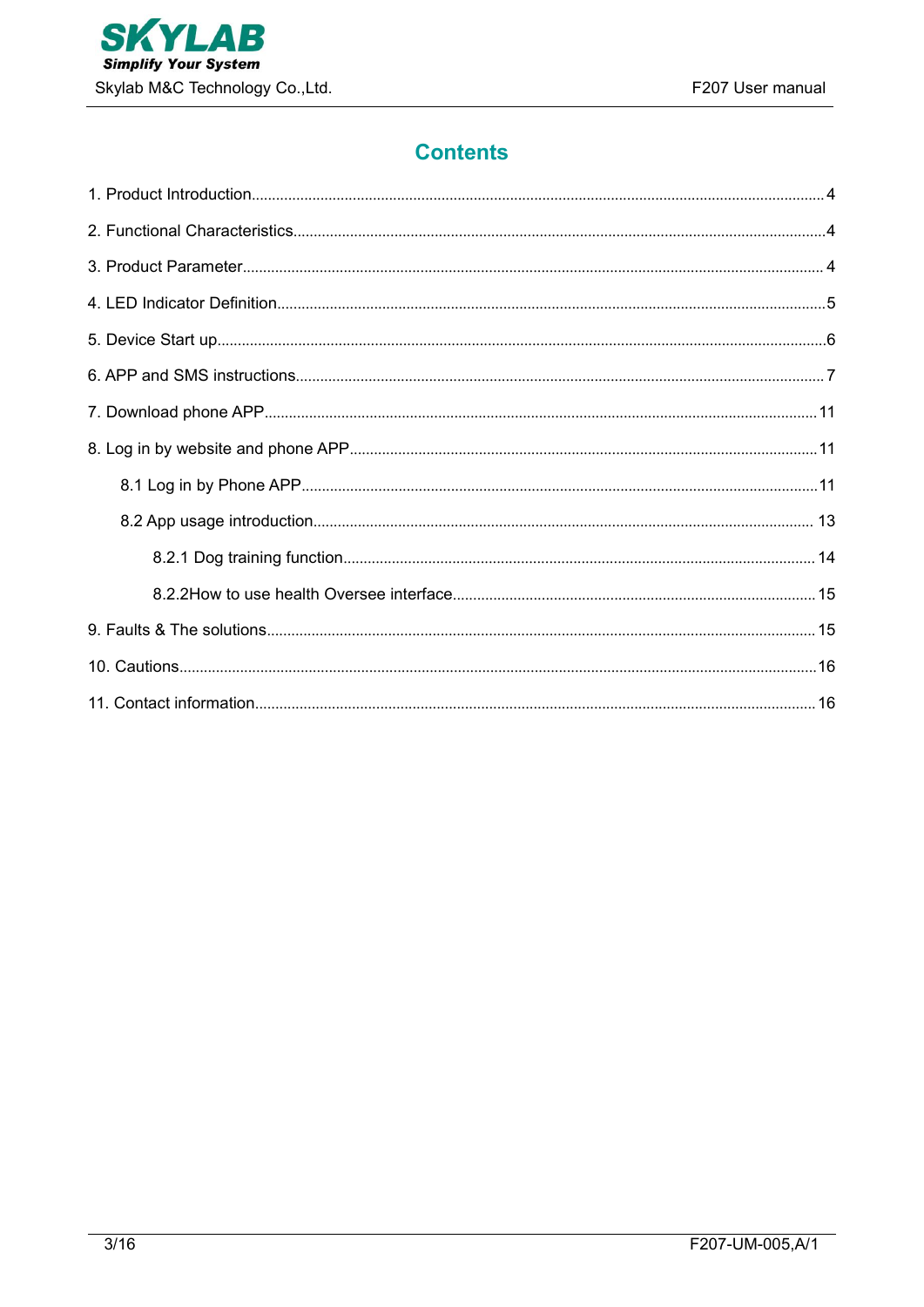# Contents

1. Product Introduction.......................................................................................................................4

2. Functional Characteristics................................................................................................................4

3. Product Parameter.............................................................................................................................4

4. LED Indicator Definition....................................................................................................................5

5. Device Start up...................................................................................................................................6

6. APP and SMS instructions................................................................................................................7

7. Download phone APP......................................................................................................................11

8. Log in by website and phone APP..................................................................................................11

  8.1 Log in by Phone APP...................................................................................................................11

  8.2 App usage introduction...............................................................................................................13

    8.2.1 Dog training function..............................................................................................................14

    8.2.2How to use health Oversee interface....................................................................................15

9. Faults & The solutions.....................................................................................................................15

10. Cautions..........................................................................................................................................16

11. Contact information........................................................................................................................16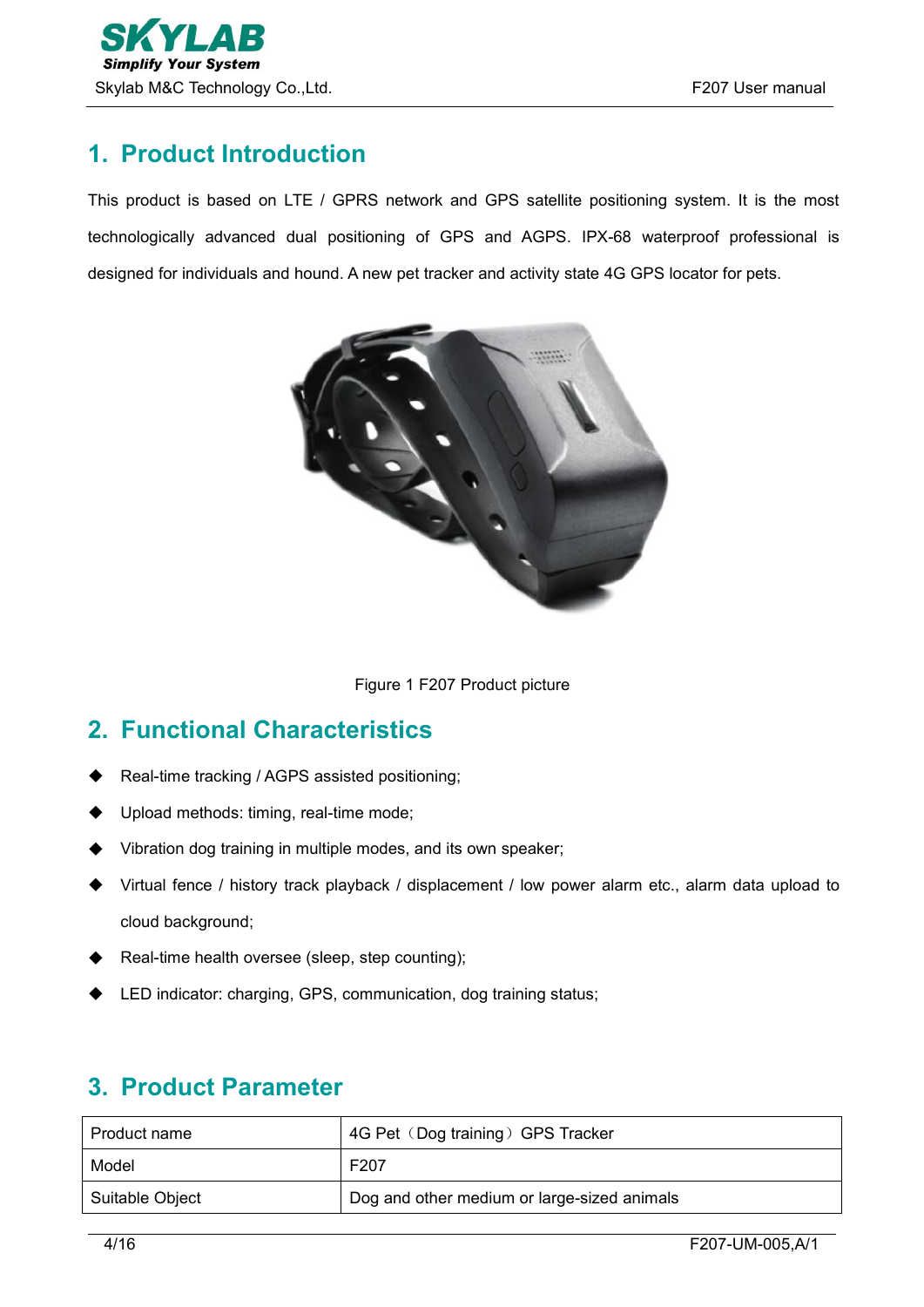# 1. Product Introduction

This product is based on LTE / GPRS network and GPS satellite positioning system. It is the most technologically advanced dual positioning of GPS and AGPS. IPX-68 waterproof professional is designed for individuals and hound. A new pet tracker and activity state 4G GPS locator for pets.

Figure 1 F207 Product picture

# 2. Functional Characteristics

- Real-time tracking / AGPS assisted positioning;
- Upload methods: timing, real-time mode;
- Vibration dog training in multiple modes, and its own speaker;
- Virtual fence / history track playback / displacement / low power alarm etc., alarm data upload to cloud background;
- Real-time health oversee (sleep, step counting);
- LED indicator: charging, GPS, communication, dog training status;

# 3. Product Parameter

| Product name | 4G Pet（Dog training）GPS Tracker |
|---|---|
| Model | F207 |
| Suitable Object | Dog and other medium or large-sized animals |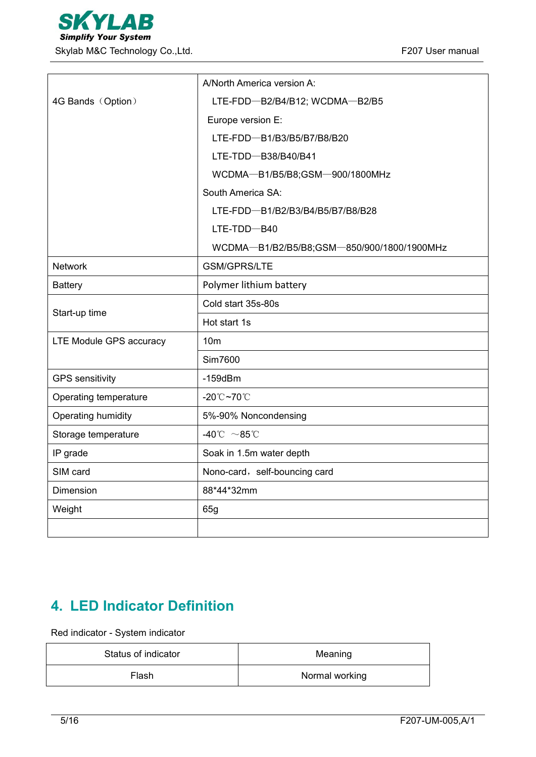| | |
|---|---|
| 4G Bands（Option） | A/North America version A:<br>LTE-FDD—B2/B4/B12; WCDMA—B2/B5<br>Europe version E:<br>LTE-FDD—B1/B3/B5/B7/B8/B20<br>LTE-TDD—B38/B40/B41<br>WCDMA—B1/B5/B8;GSM—900/1800MHz<br>South America SA:<br>LTE-FDD—B1/B2/B3/B4/B5/B7/B8/B28<br>LTE-TDD—B40<br>WCDMA—B1/B2/B5/B8;GSM—850/900/1800/1900MHz |
| Network | GSM/GPRS/LTE |
| Battery | Polymer lithium battery |
| Start-up time | Cold start 35s-80s |
| | Hot start 1s |
| LTE Module GPS accuracy | 10m |
| | Sim7600 |
| GPS sensitivity | -159dBm |
| Operating temperature | -20℃~70℃ |
| Operating humidity | 5%-90% Noncondensing |
| Storage temperature | -40℃ ～85℃ |
| IP grade | Soak in 1.5m water depth |
| SIM card | Nono-card，self-bouncing card |
| Dimension | 88*44*32mm |
| Weight | 65g |
| | |

## 4. LED Indicator Definition

Red indicator - System indicator

| Status of indicator | Meaning |
|---|---|
| Flash | Normal working |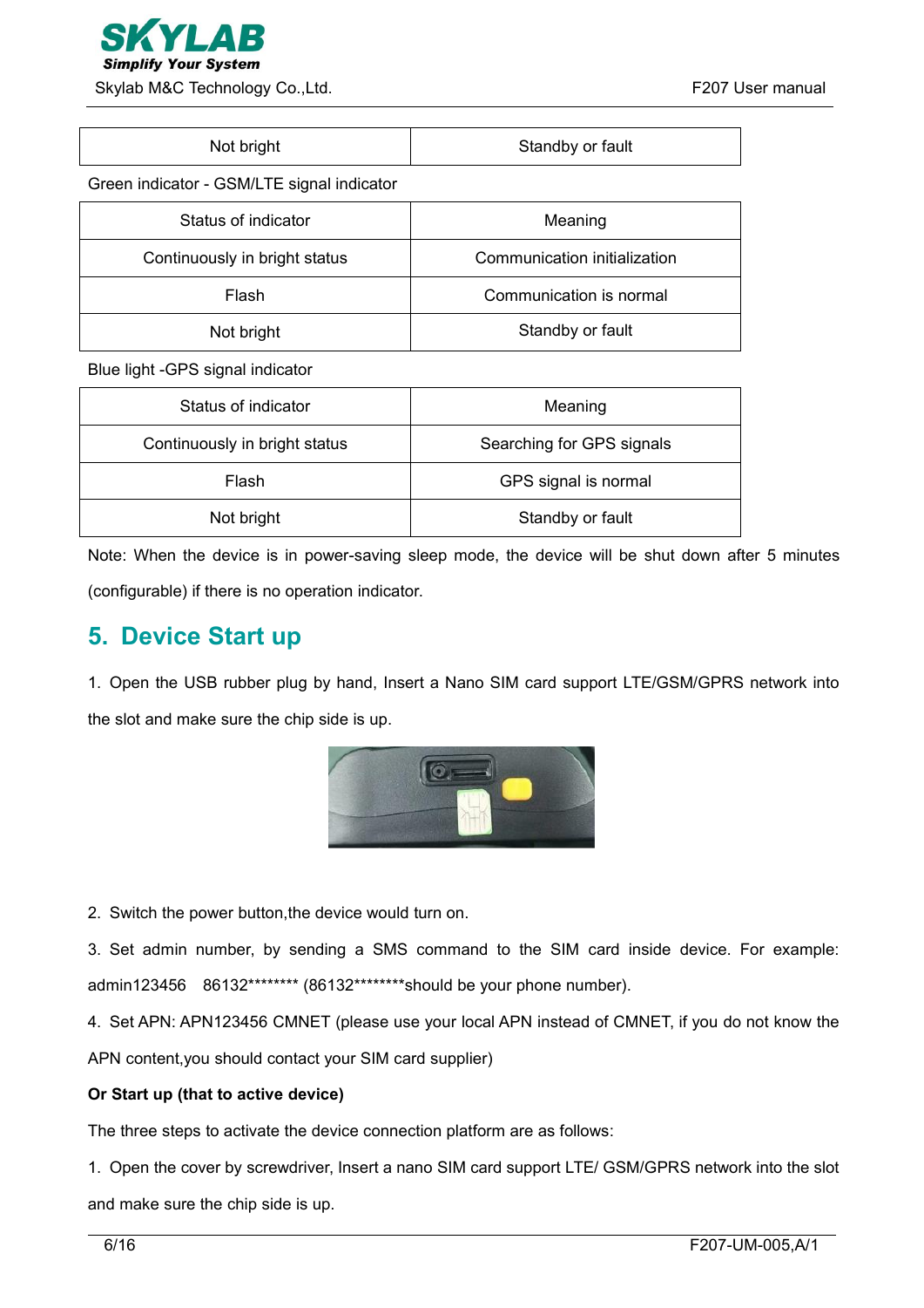| Not bright | Standby or fault |
|---|---|

Green indicator - GSM/LTE signal indicator

| Status of indicator | Meaning |
|---|---|
| Continuously in bright status | Communication initialization |
| Flash | Communication is normal |
| Not bright | Standby or fault |

Blue light -GPS signal indicator

| Status of indicator | Meaning |
|---|---|
| Continuously in bright status | Searching for GPS signals |
| Flash | GPS signal is normal |
| Not bright | Standby or fault |

Note: When the device is in power-saving sleep mode, the device will be shut down after 5 minutes (configurable) if there is no operation indicator.

## 5. Device Start up

1. Open the USB rubber plug by hand, Insert a Nano SIM card support LTE/GSM/GPRS network into the slot and make sure the chip side is up.

2. Switch the power button,the device would turn on.

3. Set admin number, by sending a SMS command to the SIM card inside device. For example: admin123456 86132******** (86132********should be your phone number).

4. Set APN: APN123456 CMNET (please use your local APN instead of CMNET, if you do not know the APN content,you should contact your SIM card supplier)

**Or Start up (that to active device)**

The three steps to activate the device connection platform are as follows:

1. Open the cover by screwdriver, Insert a nano SIM card support LTE/ GSM/GPRS network into the slot and make sure the chip side is up.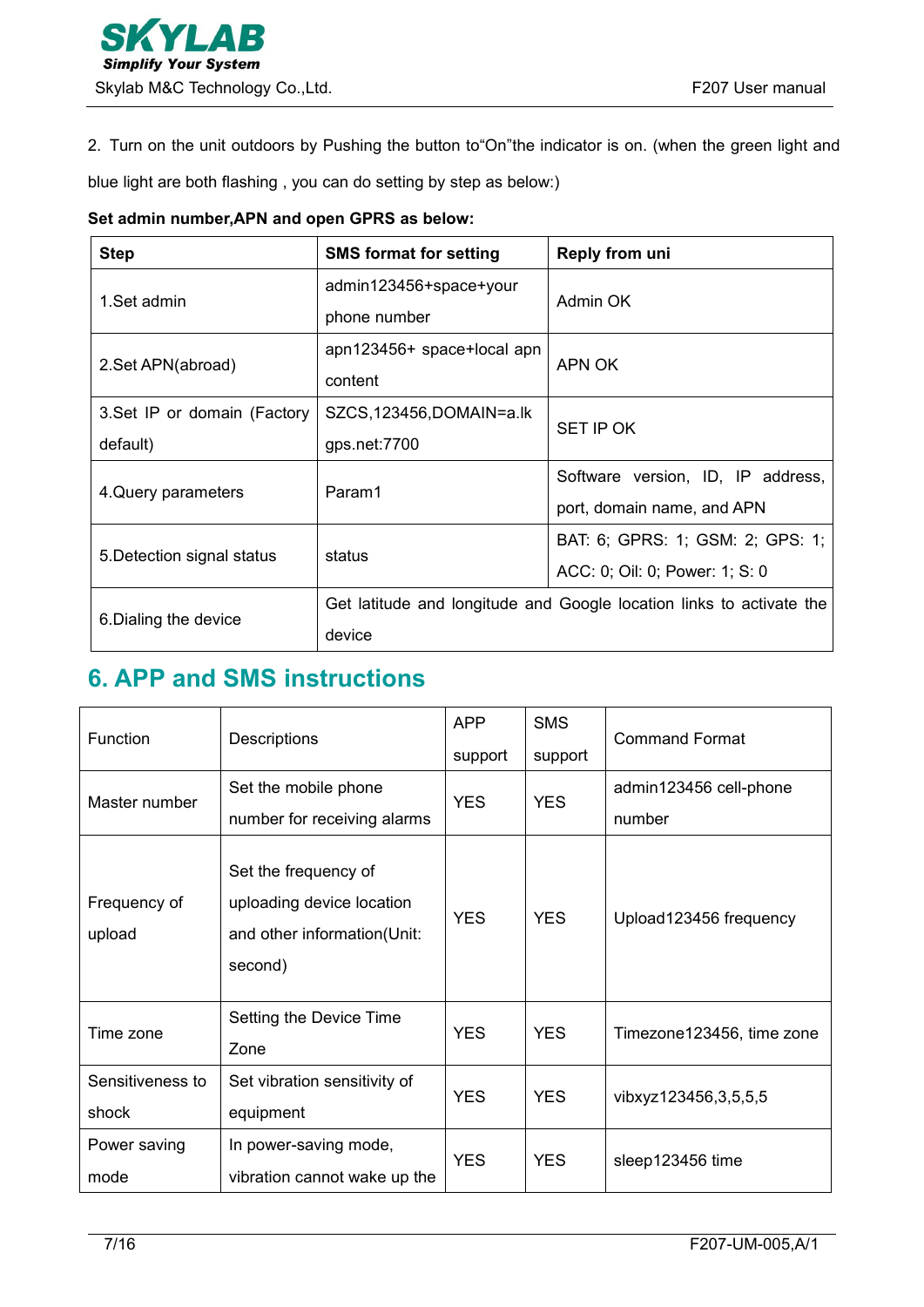2. Turn on the unit outdoors by Pushing the button to"On"the indicator is on. (when the green light and blue light are both flashing , you can do setting by step as below:)

**Set admin number,APN and open GPRS as below:**

| Step | SMS format for setting | Reply from uni |
|---|---|---|
| 1.Set admin | admin123456+space+your phone number | Admin OK |
| 2.Set APN(abroad) | apn123456+ space+local apn content | APN OK |
| 3.Set IP or domain (Factory default) | SZCS,123456,DOMAIN=a.lk gps.net:7700 | SET IP OK |
| 4.Query parameters | Param1 | Software version, ID, IP address, port, domain name, and APN |
| 5.Detection signal status | status | BAT: 6; GPRS: 1; GSM: 2; GPS: 1; ACC: 0; Oil: 0; Power: 1; S: 0 |
| 6.Dialing the device | Get latitude and longitude and Google location links to activate the device | |

## 6. APP and SMS instructions

| Function | Descriptions | APP support | SMS support | Command Format |
|---|---|---|---|---|
| Master number | Set the mobile phone number for receiving alarms | YES | YES | admin123456 cell-phone number |
| Frequency of upload | Set the frequency of uploading device location and other information(Unit: second) | YES | YES | Upload123456 frequency |
| Time zone | Setting the Device Time Zone | YES | YES | Timezone123456, time zone |
| Sensitiveness to shock | Set vibration sensitivity of equipment | YES | YES | vibxyz123456,3,5,5,5 |
| Power saving mode | In power-saving mode, vibration cannot wake up the | YES | YES | sleep123456 time |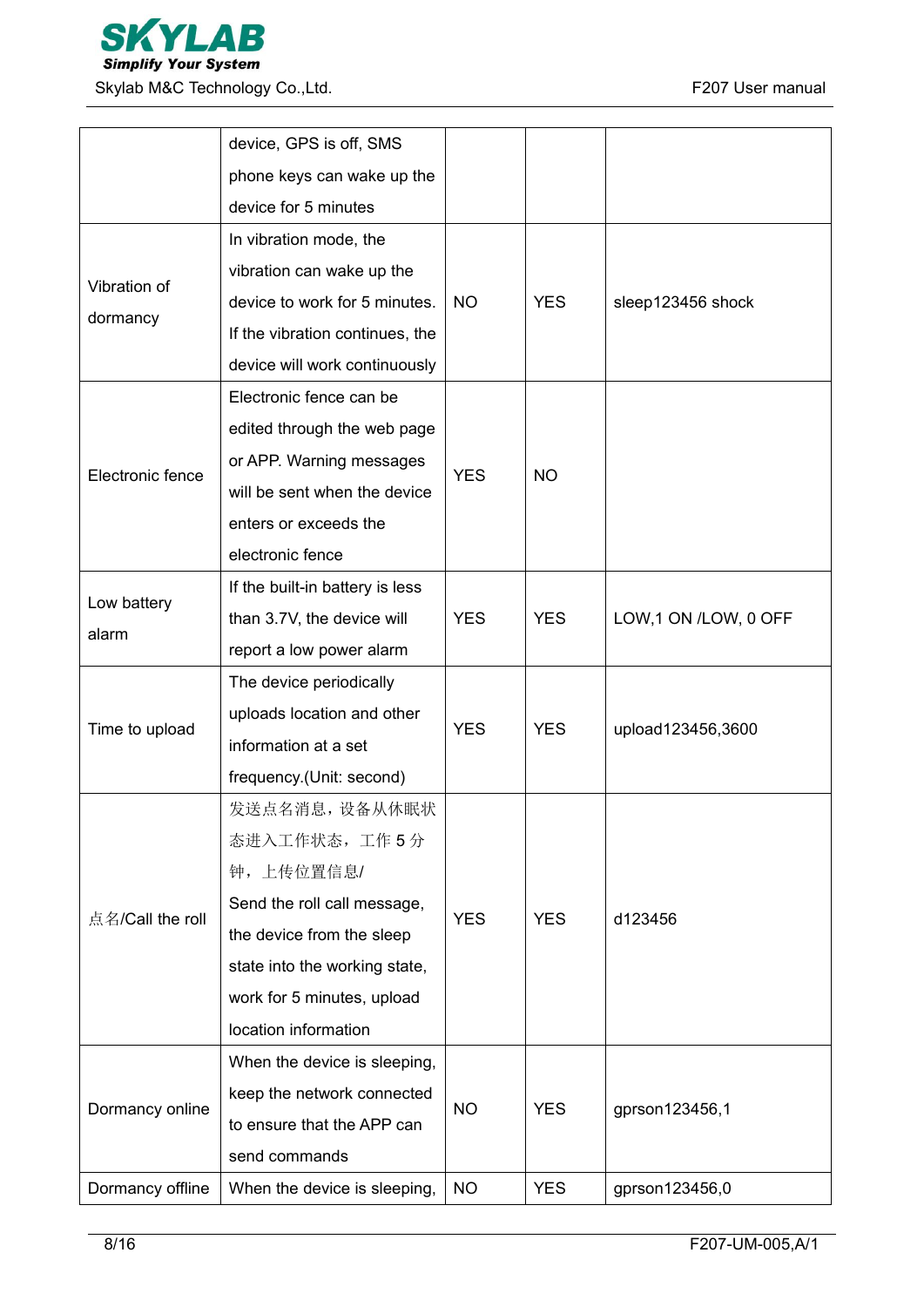| | | | | |
|---|---|---|---|---|
| | device, GPS is off, SMS phone keys can wake up the device for 5 minutes | | | |
| Vibration of dormancy | In vibration mode, the vibration can wake up the device to work for 5 minutes. If the vibration continues, the device will work continuously | NO | YES | sleep123456 shock |
| Electronic fence | Electronic fence can be edited through the web page or APP. Warning messages will be sent when the device enters or exceeds the electronic fence | YES | NO | |
| Low battery alarm | If the built-in battery is less than 3.7V, the device will report a low power alarm | YES | YES | LOW,1 ON /LOW, 0 OFF |
| Time to upload | The device periodically uploads location and other information at a set frequency.(Unit: second) | YES | YES | upload123456,3600 |
| 点名/Call the roll | 发送点名消息，设备从休眠状态进入工作状态，工作 5 分钟，上传位置信息/ Send the roll call message, the device from the sleep state into the working state, work for 5 minutes, upload location information | YES | YES | d123456 |
| Dormancy online | When the device is sleeping, keep the network connected to ensure that the APP can send commands | NO | YES | gprson123456,1 |
| Dormancy offline | When the device is sleeping, | NO | YES | gprson123456,0 |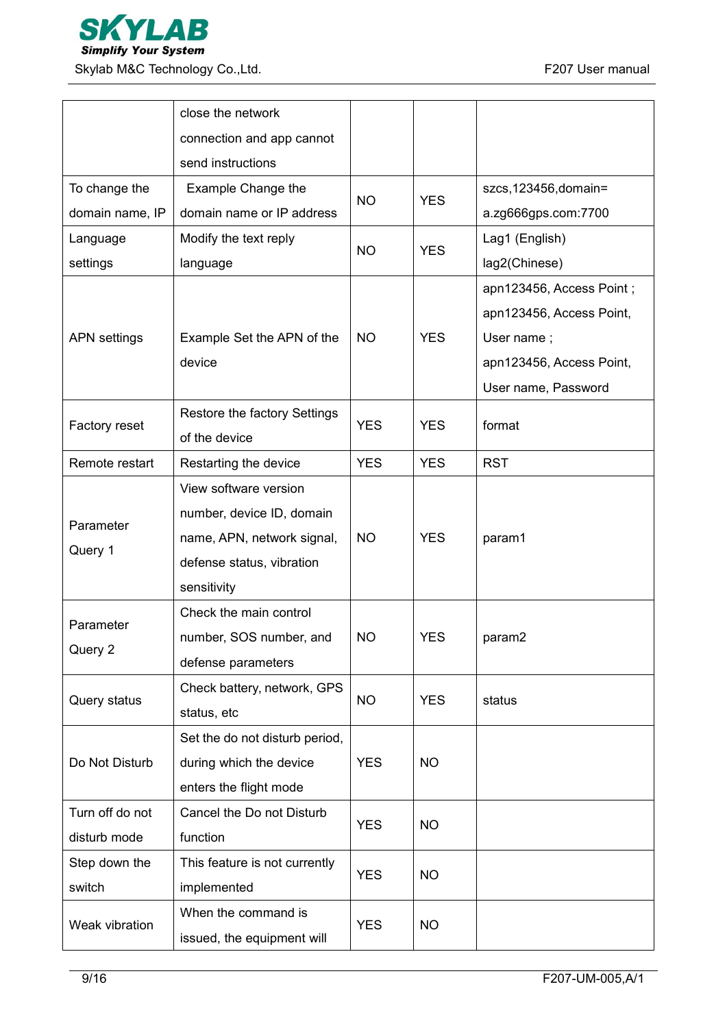| | close the network connection and app cannot send instructions | | | |
|---|---|---|---|---|
| To change the domain name, IP | Example Change the domain name or IP address | NO | YES | szcs,123456,domain= a.zg666gps.com:7700 |
| Language settings | Modify the text reply language | NO | YES | Lag1 (English) lag2(Chinese) |
| APN settings | Example Set the APN of the device | NO | YES | apn123456, Access Point ; apn123456, Access Point, User name ; apn123456, Access Point, User name, Password |
| Factory reset | Restore the factory Settings of the device | YES | YES | format |
| Remote restart | Restarting the device | YES | YES | RST |
| Parameter Query 1 | View software version number, device ID, domain name, APN, network signal, defense status, vibration sensitivity | NO | YES | param1 |
| Parameter Query 2 | Check the main control number, SOS number, and defense parameters | NO | YES | param2 |
| Query status | Check battery, network, GPS status, etc | NO | YES | status |
| Do Not Disturb | Set the do not disturb period, during which the device enters the flight mode | YES | NO | |
| Turn off do not disturb mode | Cancel the Do not Disturb function | YES | NO | |
| Step down the switch | This feature is not currently implemented | YES | NO | |
| Weak vibration | When the command is issued, the equipment will | YES | NO | |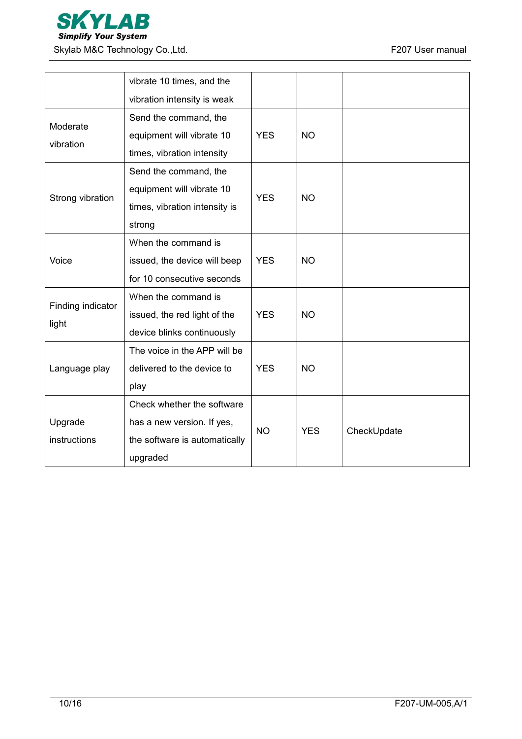| | | | | |
|---|---|---|---|---|
| | vibrate 10 times, and the vibration intensity is weak | | | |
| Moderate vibration | Send the command, the equipment will vibrate 10 times, vibration intensity | YES | NO | |
| Strong vibration | Send the command, the equipment will vibrate 10 times, vibration intensity is strong | YES | NO | |
| Voice | When the command is issued, the device will beep for 10 consecutive seconds | YES | NO | |
| Finding indicator light | When the command is issued, the red light of the device blinks continuously | YES | NO | |
| Language play | The voice in the APP will be delivered to the device to play | YES | NO | |
| Upgrade instructions | Check whether the software has a new version. If yes, the software is automatically upgraded | NO | YES | CheckUpdate |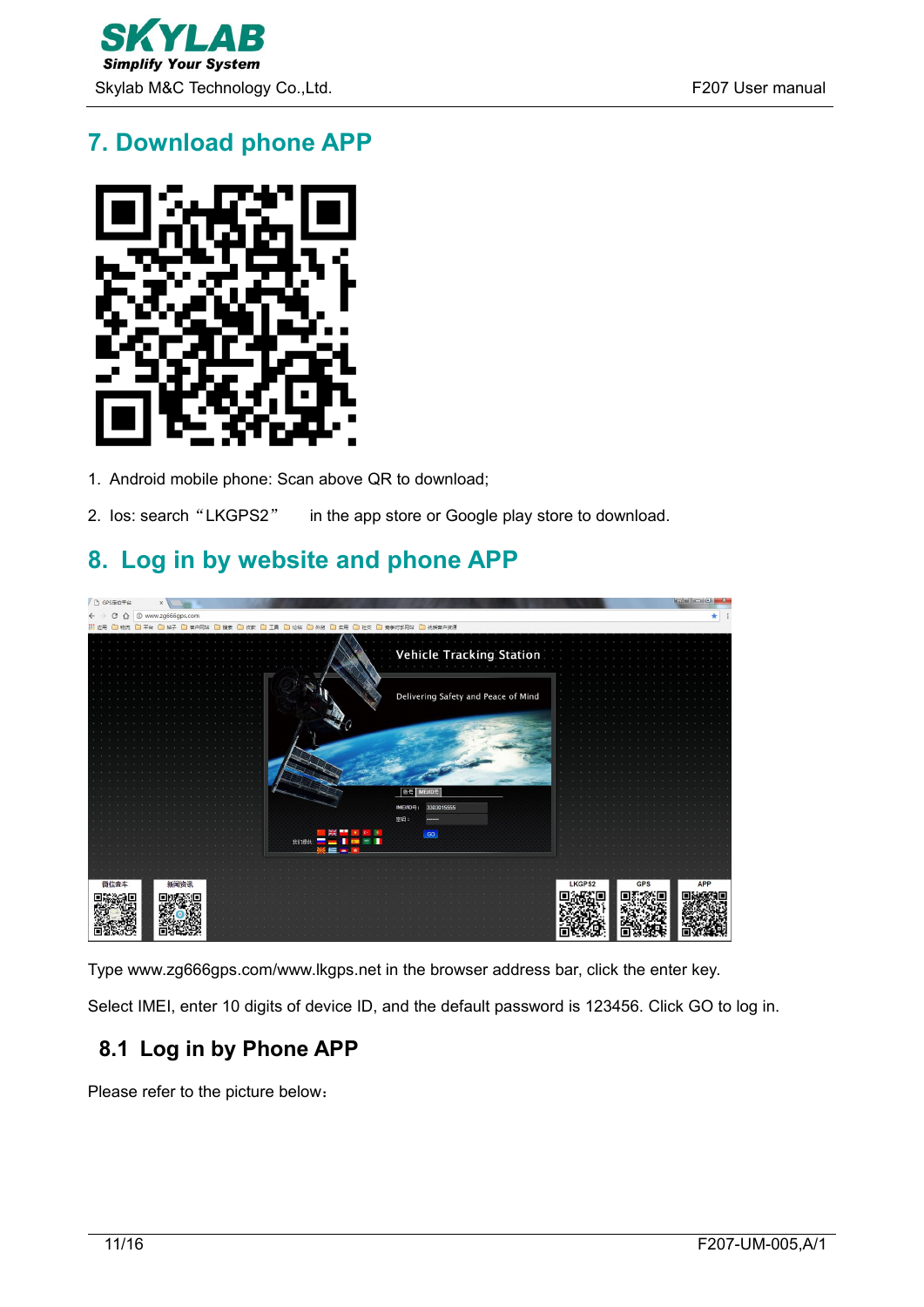# 7. Download phone APP

1. Android mobile phone: Scan above QR to download;
2. Ios: search “LKGPS2” in the app store or Google play store to download.

# 8. Log in by website and phone APP

Type www.zg666gps.com/www.lkgps.net in the browser address bar, click the enter key.

Select IMEI, enter 10 digits of device ID, and the default password is 123456. Click GO to log in.

## 8.1 Log in by Phone APP

Please refer to the picture below：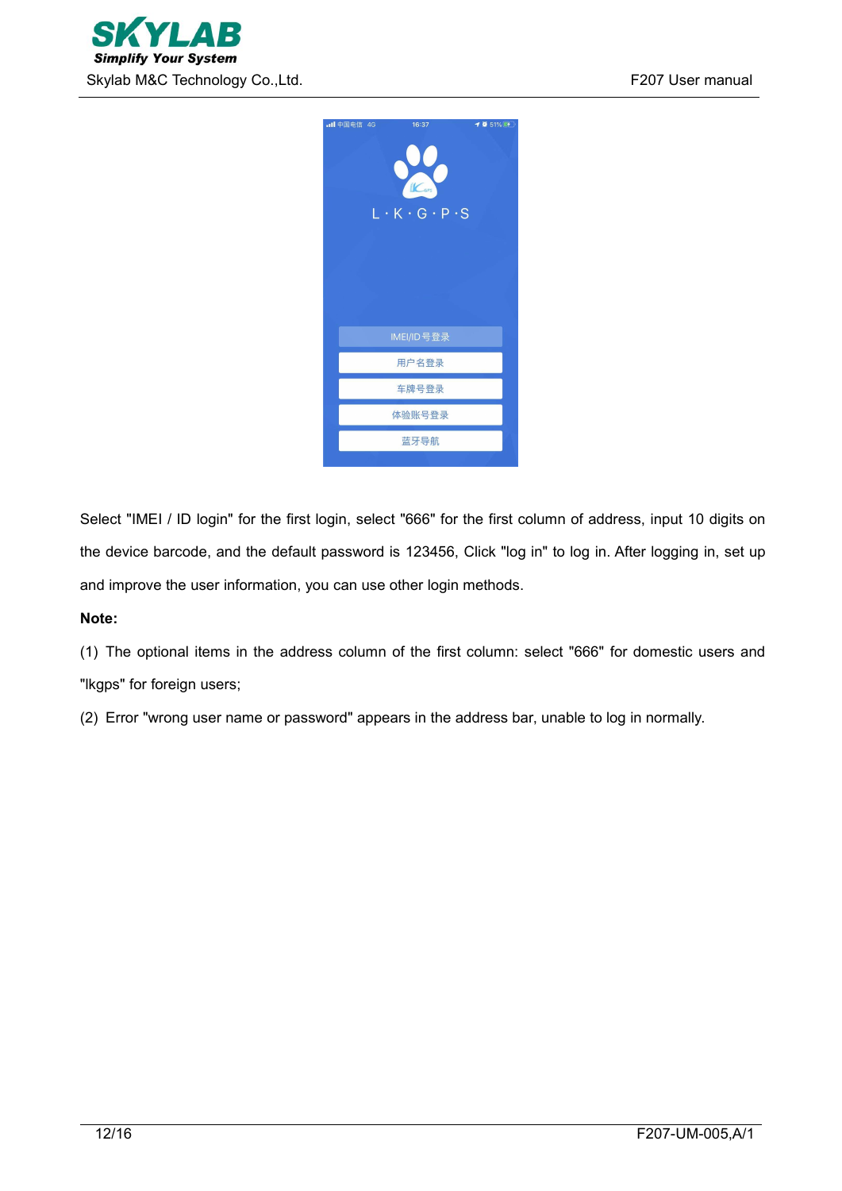Select "IMEI / ID login" for the first login, select "666" for the first column of address, input 10 digits on the device barcode, and the default password is 123456, Click "log in" to log in. After logging in, set up and improve the user information, you can use other login methods.

**Note:**

(1) The optional items in the address column of the first column: select "666" for domestic users and "lkgps" for foreign users;

(2) Error "wrong user name or password" appears in the address bar, unable to log in normally.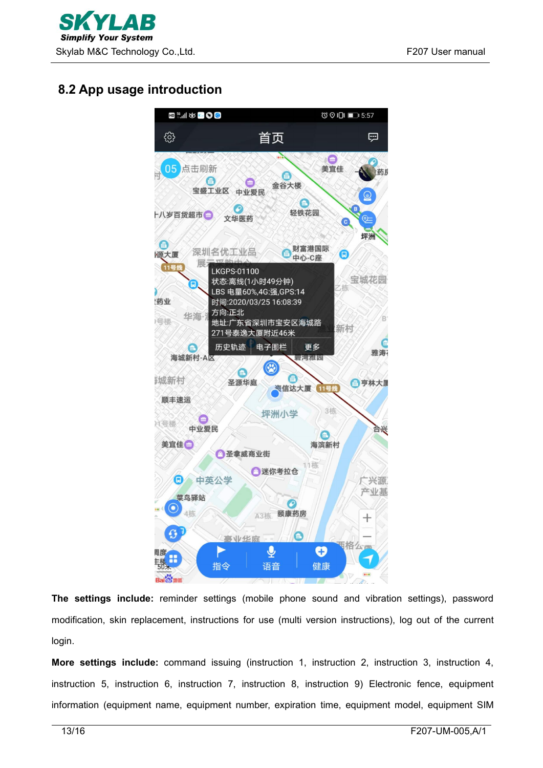## 8.2 App usage introduction

**The settings include:** reminder settings (mobile phone sound and vibration settings), password modification, skin replacement, instructions for use (multi version instructions), log out of the current login.

**More settings include:** command issuing (instruction 1, instruction 2, instruction 3, instruction 4, instruction 5, instruction 6, instruction 7, instruction 8, instruction 9) Electronic fence, equipment information (equipment name, equipment number, expiration time, equipment model, equipment SIM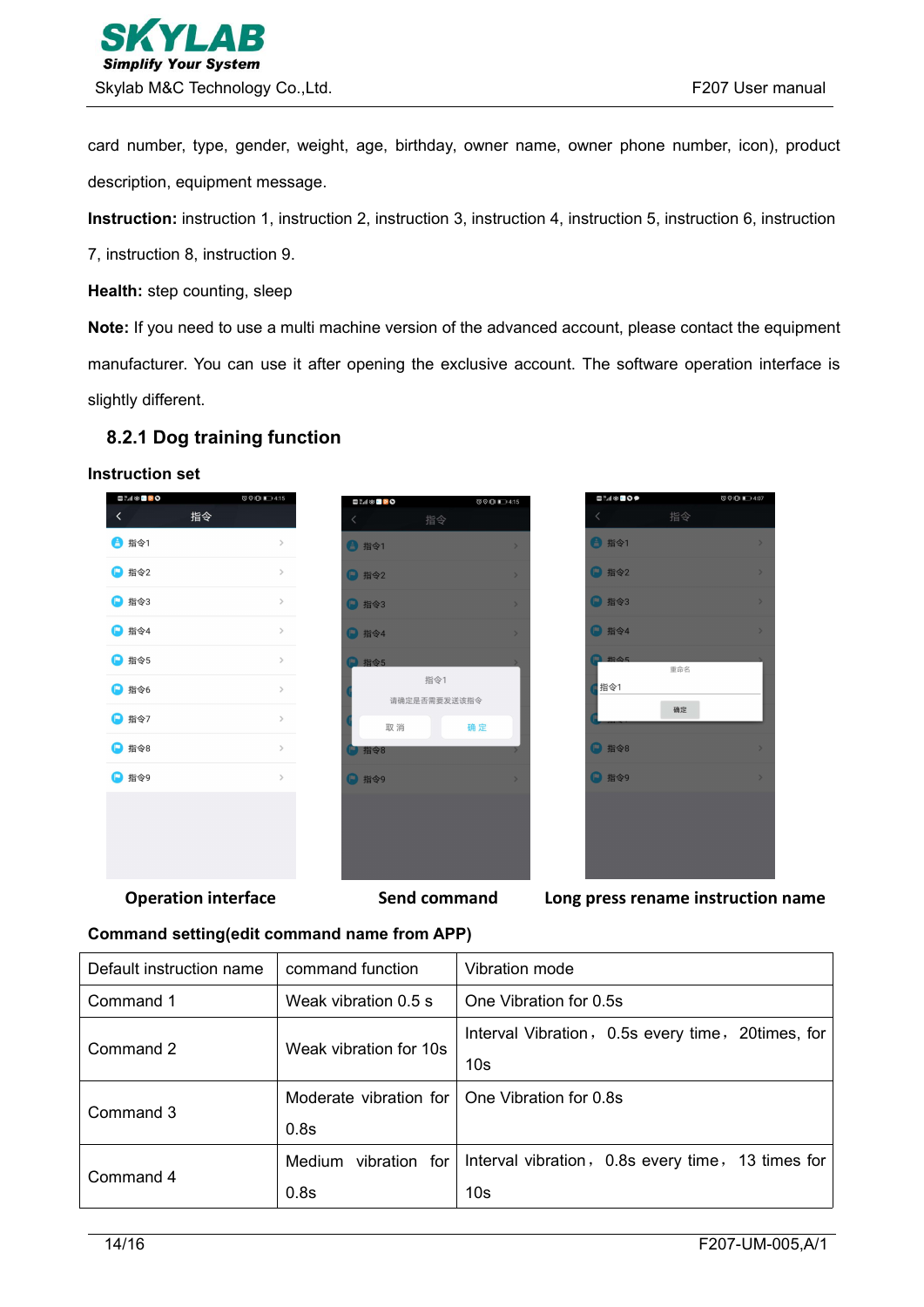card number, type, gender, weight, age, birthday, owner name, owner phone number, icon), product description, equipment message.

**Instruction:** instruction 1, instruction 2, instruction 3, instruction 4, instruction 5, instruction 6, instruction 7, instruction 8, instruction 9.

**Health:** step counting, sleep

**Note:** If you need to use a multi machine version of the advanced account, please contact the equipment manufacturer. You can use it after opening the exclusive account. The software operation interface is slightly different.

### 8.2.1 Dog training function

**Instruction set**

**Operation interface** **Send command** **Long press rename instruction name**

**Command setting(edit command name from APP)**

| Default instruction name | command function | Vibration mode |
|---|---|---|
| Command 1 | Weak vibration 0.5 s | One Vibration for 0.5s |
| Command 2 | Weak vibration for 10s | Interval Vibration， 0.5s every time， 20times, for 10s |
| Command 3 | Moderate vibration for 0.8s | One Vibration for 0.8s |
| Command 4 | Medium vibration for 0.8s | Interval vibration， 0.8s every time， 13 times for 10s |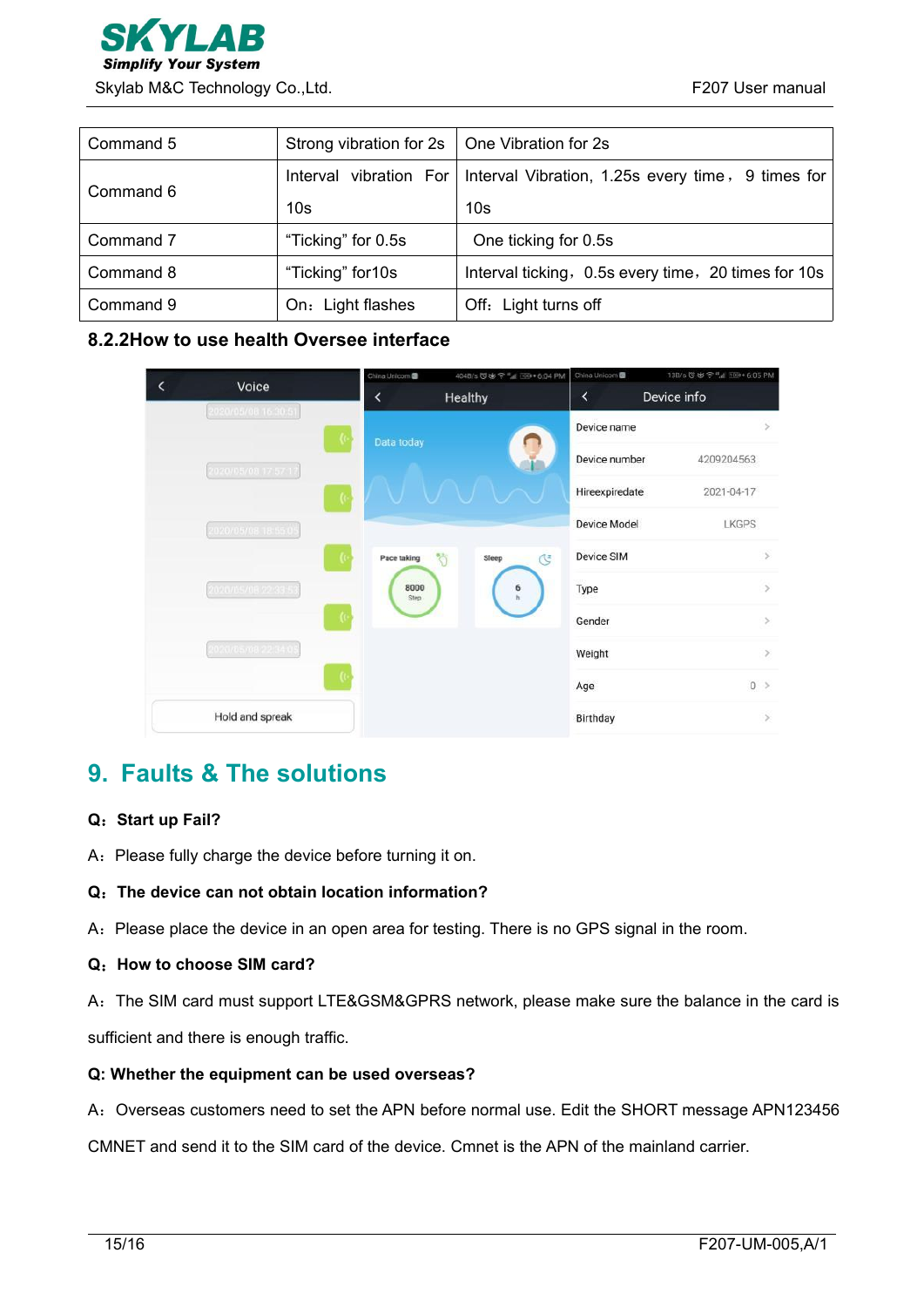| Command 5 | Strong vibration for 2s | One Vibration for 2s |
|---|---|---|
| Command 6 | Interval vibration For 10s | Interval Vibration, 1.25s every time， 9 times for 10s |
| Command 7 | “Ticking” for 0.5s | One ticking for 0.5s |
| Command 8 | “Ticking” for10s | Interval ticking，0.5s every time，20 times for 10s |
| Command 9 | On：Light flashes | Off：Light turns off |

### 8.2.2How to use health Oversee interface

# 9. Faults & The solutions

**Q：Start up Fail?**

A：Please fully charge the device before turning it on.

**Q：The device can not obtain location information?**

A：Please place the device in an open area for testing. There is no GPS signal in the room.

**Q：How to choose SIM card?**

A：The SIM card must support LTE&GSM&GPRS network, please make sure the balance in the card is sufficient and there is enough traffic.

**Q: Whether the equipment can be used overseas?**

A：Overseas customers need to set the APN before normal use. Edit the SHORT message APN123456 CMNET and send it to the SIM card of the device. Cmnet is the APN of the mainland carrier.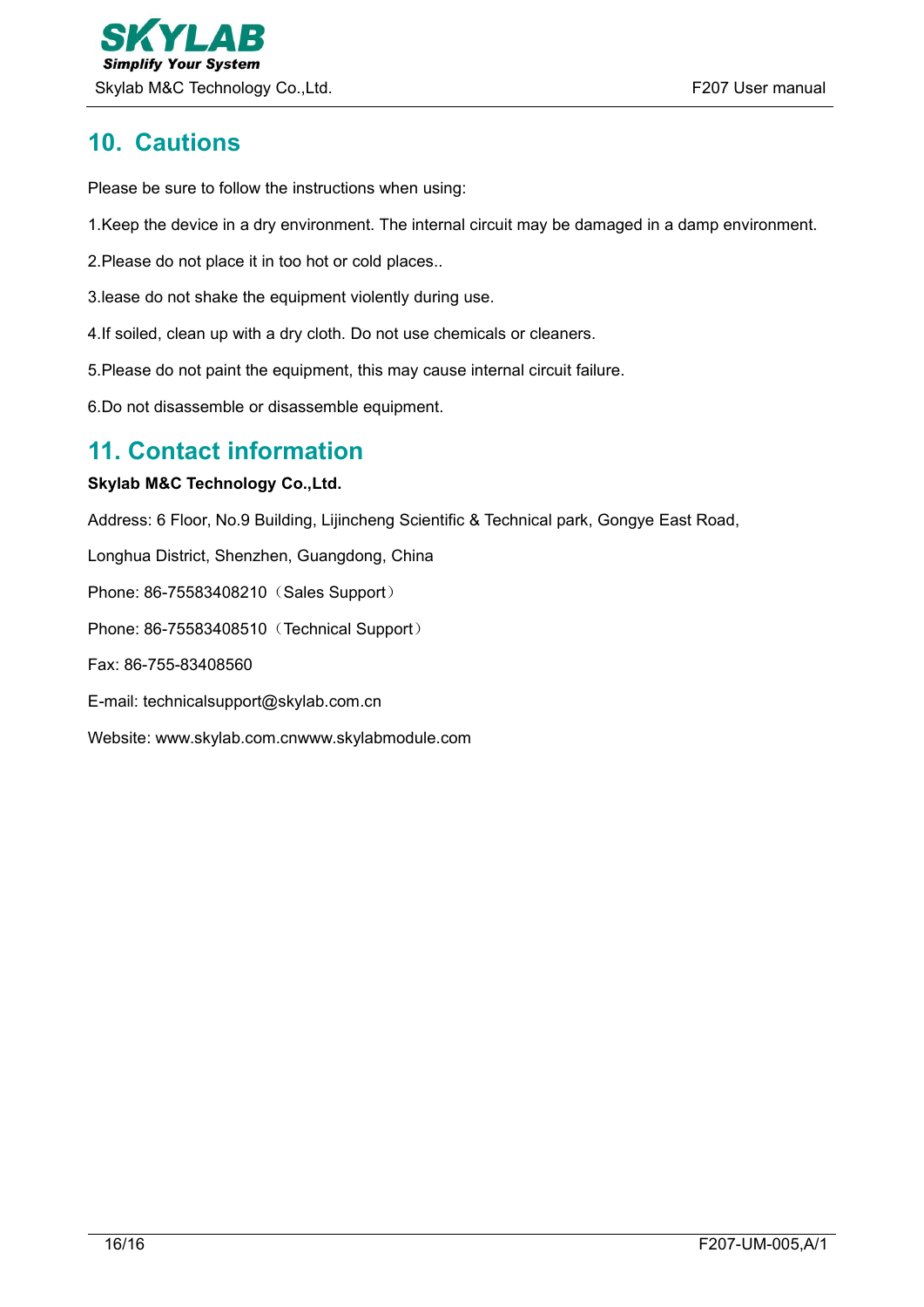## 10. Cautions

Please be sure to follow the instructions when using:

1.Keep the device in a dry environment. The internal circuit may be damaged in a damp environment.

2.Please do not place it in too hot or cold places..

3.lease do not shake the equipment violently during use.

4.If soiled, clean up with a dry cloth. Do not use chemicals or cleaners.

5.Please do not paint the equipment, this may cause internal circuit failure.

6.Do not disassemble or disassemble equipment.

## 11. Contact information

**Skylab M&C Technology Co.,Ltd.**

Address: 6 Floor, No.9 Building, Lijincheng Scientific & Technical park, Gongye East Road,

Longhua District, Shenzhen, Guangdong, China

Phone: 86-75583408210（Sales Support）

Phone: 86-75583408510（Technical Support）

Fax: 86-755-83408560

E-mail: technicalsupport@skylab.com.cn

Website: www.skylab.com.cnwww.skylabmodule.com